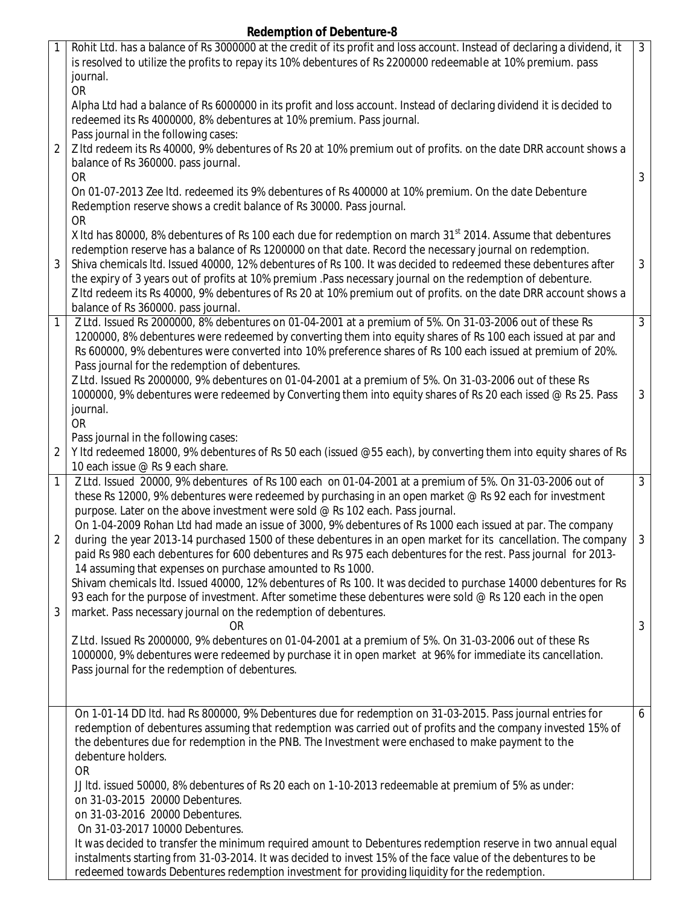# Redemption of Debenture-8

| | | |
|---|---|---|
| 1 | Rohit Ltd. has a balance of Rs 3000000 at the credit of its profit and loss account. Instead of declaring a dividend, it is resolved to utilize the profits to repay its 10% debentures of Rs 2200000 redeemable at 10% premium. pass journal.<br>OR<br>Alpha Ltd had a balance of Rs 6000000 in its profit and loss account. Instead of declaring dividend it is decided to redeemed its Rs 4000000, 8% debentures at 10% premium. Pass journal.<br>Pass journal in the following cases: | 3 |
| 2 | Z ltd redeem its Rs 40000, 9% debentures of Rs 20 at 10% premium out of profits. on the date DRR account shows a balance of Rs 360000. pass journal.<br>OR<br>On 01-07-2013 Zee ltd. redeemed its 9% debentures of Rs 400000 at 10% premium. On the date Debenture Redemption reserve shows a credit balance of Rs 30000. Pass journal.<br>OR<br>X ltd has 80000, 8% debentures of Rs 100 each due for redemption on march 31st 2014. Assume that debentures redemption reserve has a balance of Rs 1200000 on that date. Record the necessary journal on redemption. | 3 |
| 3 | Shiva chemicals ltd. Issued 40000, 12% debentures of Rs 100. It was decided to redeemed these debentures after the expiry of 3 years out of profits at 10% premium .Pass necessary journal on the redemption of debenture.<br>Z ltd redeem its Rs 40000, 9% debentures of Rs 20 at 10% premium out of profits. on the date DRR account shows a balance of Rs 360000. pass journal. | 3 |
| 1 | Z Ltd. Issued Rs 2000000, 8% debentures on 01-04-2001 at a premium of 5%. On 31-03-2006 out of these Rs 1200000, 8% debentures were redeemed by converting them into equity shares of Rs 100 each issued at par and Rs 600000, 9% debentures were converted into 10% preference shares of Rs 100 each issued at premium of 20%. Pass journal for the redemption of debentures.<br>Z Ltd. Issued Rs 2000000, 9% debentures on 01-04-2001 at a premium of 5%. On 31-03-2006 out of these Rs 1000000, 9% debentures were redeemed by Converting them into equity shares of Rs 20 each issed @ Rs 25. Pass journal.<br>OR<br>Pass journal in the following cases: | 3<br><br>3 |
| 2 | Y ltd redeemed 18000, 9% debentures of Rs 50 each (issued @55 each), by converting them into equity shares of Rs 10 each issue @ Rs 9 each share. | |
| 1 | Z Ltd. Issued 20000, 9% debentures of Rs 100 each on 01-04-2001 at a premium of 5%. On 31-03-2006 out of these Rs 12000, 9% debentures were redeemed by purchasing in an open market @ Rs 92 each for investment purpose. Later on the above investment were sold @ Rs 102 each. Pass journal. | 3 |
| 2 | On 1-04-2009 Rohan Ltd had made an issue of 3000, 9% debentures of Rs 1000 each issued at par. The company during the year 2013-14 purchased 1500 of these debentures in an open market for its cancellation. The company paid Rs 980 each debentures for 600 debentures and Rs 975 each debentures for the rest. Pass journal for 2013-14 assuming that expenses on purchase amounted to Rs 1000. | 3 |
| 3 | Shivam chemicals ltd. Issued 40000, 12% debentures of Rs 100. It was decided to purchase 14000 debentures for Rs 93 each for the purpose of investment. After sometime these debentures were sold @ Rs 120 each in the open market. Pass necessary journal on the redemption of debentures.<br>OR<br>Z Ltd. Issued Rs 2000000, 9% debentures on 01-04-2001 at a premium of 5%. On 31-03-2006 out of these Rs 1000000, 9% debentures were redeemed by purchase it in open market at 96% for immediate its cancellation. Pass journal for the redemption of debentures. | 3 |
| | On 1-01-14 DD ltd. had Rs 800000, 9% Debentures due for redemption on 31-03-2015. Pass journal entries for redemption of debentures assuming that redemption was carried out of profits and the company invested 15% of the debentures due for redemption in the PNB. The Investment were enchased to make payment to the debenture holders.<br>OR<br>JJ ltd. issued 50000, 8% debentures of Rs 20 each on 1-10-2013 redeemable at premium of 5% as under:<br>on 31-03-2015 20000 Debentures.<br>on 31-03-2016 20000 Debentures.<br>On 31-03-2017 10000 Debentures.<br>It was decided to transfer the minimum required amount to Debentures redemption reserve in two annual equal instalments starting from 31-03-2014. It was decided to invest 15% of the face value of the debentures to be redeemed towards Debentures redemption investment for providing liquidity for the redemption. | 6 |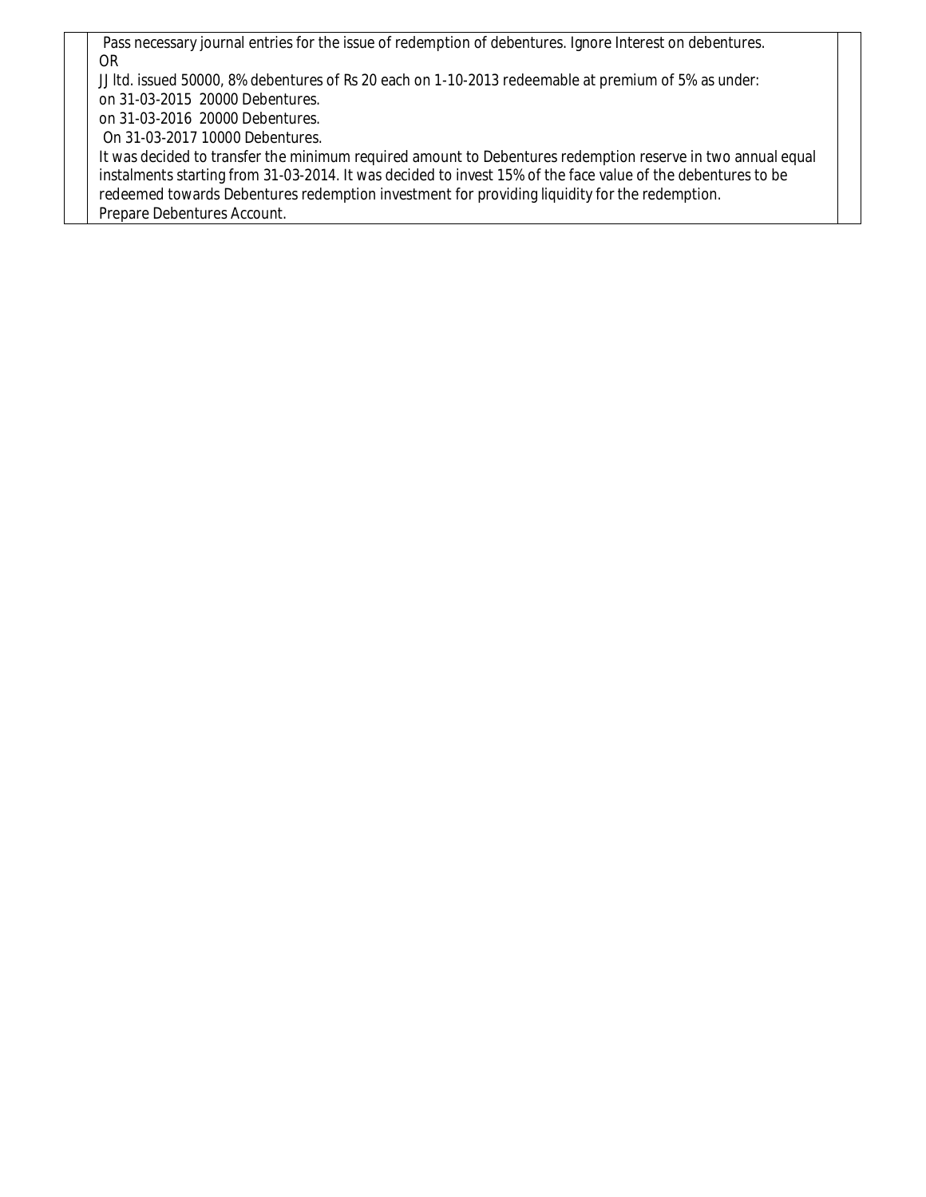Pass necessary journal entries for the issue of redemption of debentures. Ignore Interest on debentures.

OR

JJ ltd. issued 50000, 8% debentures of Rs 20 each on 1-10-2013 redeemable at premium of 5% as under:

on 31-03-2015 20000 Debentures.

on 31-03-2016 20000 Debentures.

On 31-03-2017 10000 Debentures.

It was decided to transfer the minimum required amount to Debentures redemption reserve in two annual equal instalments starting from 31-03-2014. It was decided to invest 15% of the face value of the debentures to be redeemed towards Debentures redemption investment for providing liquidity for the redemption.

Prepare Debentures Account.